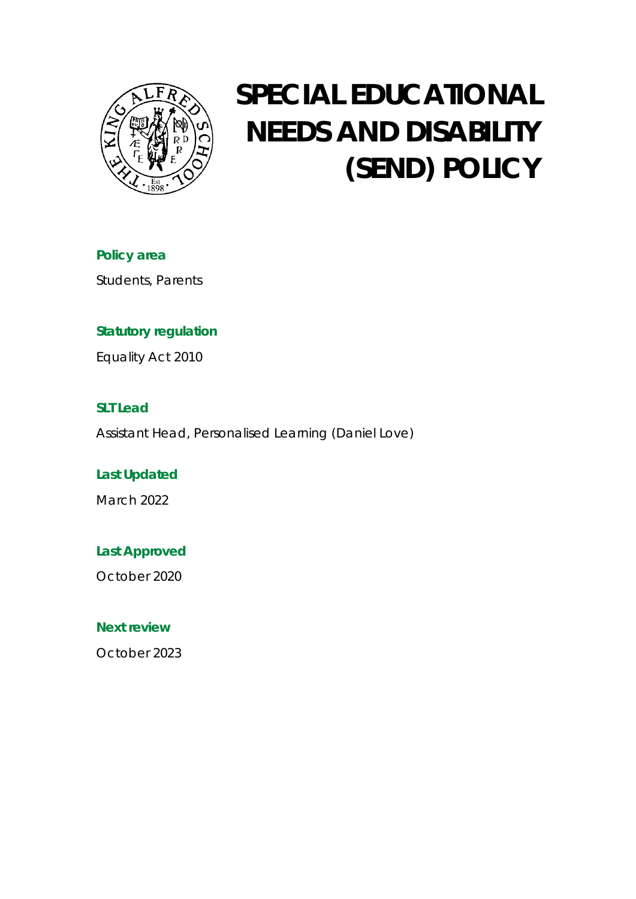# SPECIAL EDUCATIONAL NEEDS AND DISABILITY (SEND) POLICY

**Policy area**

Students, Parents

**Statutory regulation**

Equality Act 2010

**SLT Lead**

Assistant Head, Personalised Learning (Daniel Love)

**Last Updated**

March 2022

**Last Approved**

October 2020

**Next review**

October 2023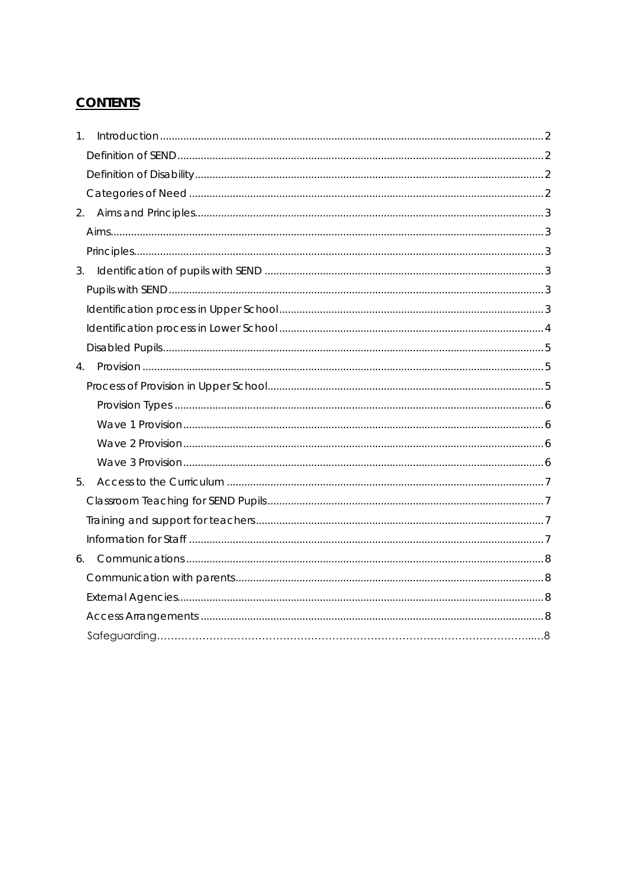## CONTENTS

1. Introduction ..... 2
   - Definition of SEND ..... 2
   - Definition of Disability ..... 2
   - Categories of Need ..... 2
2. Aims and Principles ..... 3
   - Aims ..... 3
   - Principles ..... 3
3. Identification of pupils with SEND ..... 3
   - Pupils with SEND ..... 3
   - Identification process in Upper School ..... 3
   - Identification process in Lower School ..... 4
   - Disabled Pupils ..... 5
4. Provision ..... 5
   - Process of Provision in Upper School ..... 5
     - Provision Types ..... 6
     - Wave 1 Provision ..... 6
     - Wave 2 Provision ..... 6
     - Wave 3 Provision ..... 6
5. Access to the Curriculum ..... 7
   - Classroom Teaching for SEND Pupils ..... 7
   - Training and support for teachers ..... 7
   - Information for Staff ..... 7
6. Communications ..... 8
   - Communication with parents ..... 8
   - External Agencies ..... 8
   - Access Arrangements ..... 8
   - Safeguarding ..... 8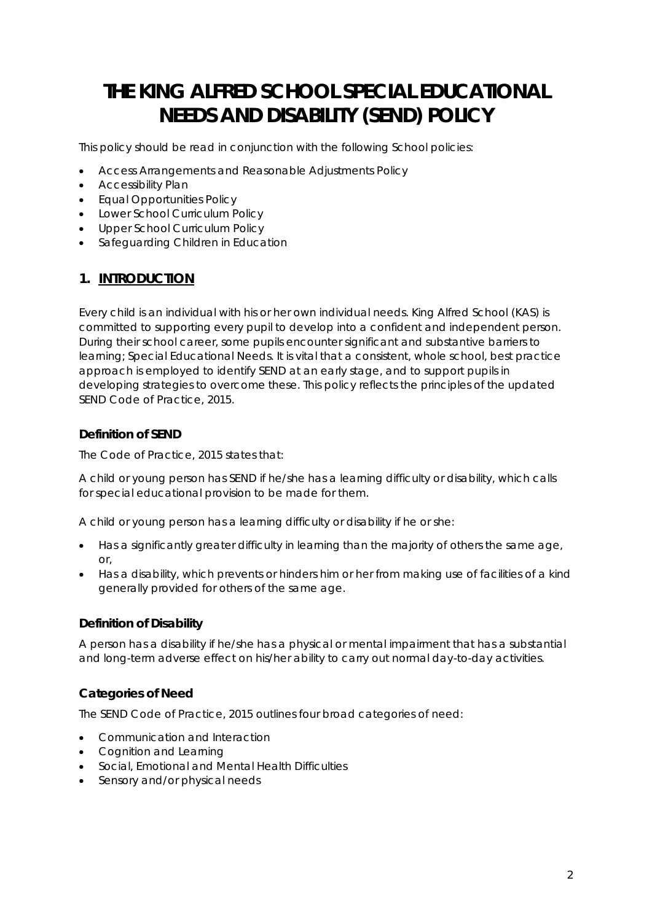# THE KING ALFRED SCHOOL SPECIAL EDUCATIONAL NEEDS AND DISABILITY (SEND) POLICY

This policy should be read in conjunction with the following School policies:

- Access Arrangements and Reasonable Adjustments Policy
- Accessibility Plan
- Equal Opportunities Policy
- Lower School Curriculum Policy
- Upper School Curriculum Policy
- Safeguarding Children in Education

## 1. INTRODUCTION

Every child is an individual with his or her own individual needs. King Alfred School (KAS) is committed to supporting every pupil to develop into a confident and independent person. During their school career, some pupils encounter significant and substantive barriers to learning; Special Educational Needs. It is vital that a consistent, whole school, best practice approach is employed to identify SEND at an early stage, and to support pupils in developing strategies to overcome these. This policy reflects the principles of the updated SEND Code of Practice, 2015.

### Definition of SEND

The Code of Practice, 2015 states that:

A child or young person has SEND if he/she has a learning difficulty or disability, which calls for special educational provision to be made for them.

A child or young person has a learning difficulty or disability if he or she:

- Has a significantly greater difficulty in learning than the majority of others the same age, or,
- Has a disability, which prevents or hinders him or her from making use of facilities of a kind generally provided for others of the same age.

### Definition of Disability

A person has a disability if he/she has a physical or mental impairment that has a substantial and long-term adverse effect on his/her ability to carry out normal day-to-day activities.

### Categories of Need

The SEND Code of Practice, 2015 outlines four broad categories of need:

- Communication and Interaction
- Cognition and Learning
- Social, Emotional and Mental Health Difficulties
- Sensory and/or physical needs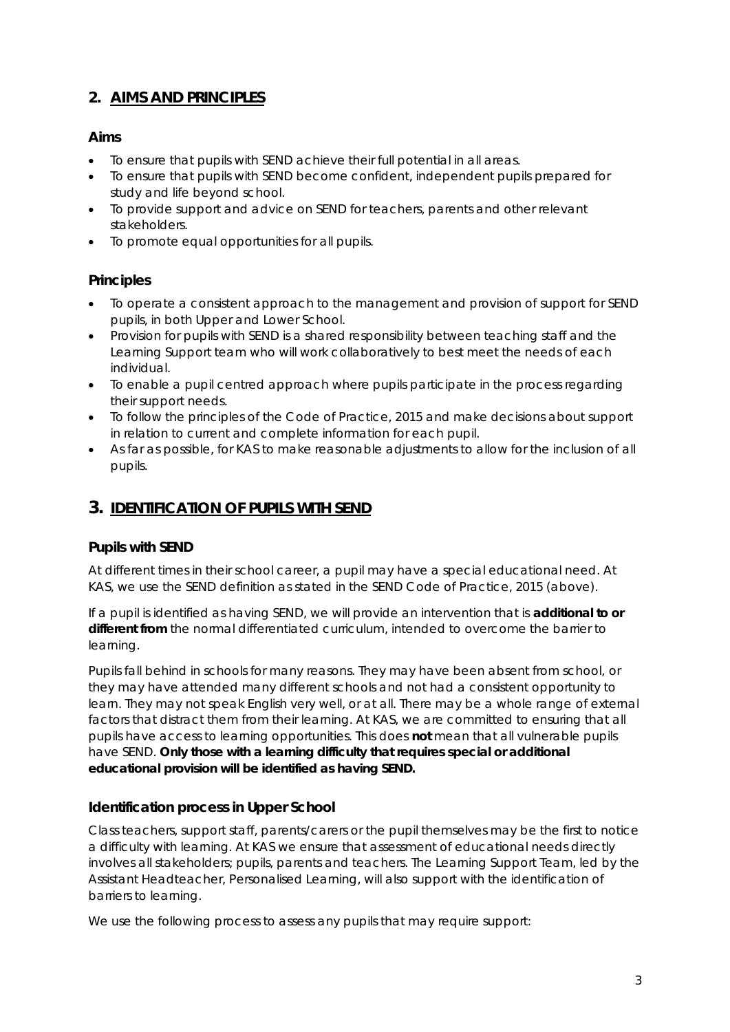## 2. AIMS AND PRINCIPLES

### Aims

- To ensure that pupils with SEND achieve their full potential in all areas.
- To ensure that pupils with SEND become confident, independent pupils prepared for study and life beyond school.
- To provide support and advice on SEND for teachers, parents and other relevant stakeholders.
- To promote equal opportunities for all pupils.

### Principles

- To operate a consistent approach to the management and provision of support for SEND pupils, in both Upper and Lower School.
- Provision for pupils with SEND is a shared responsibility between teaching staff and the Learning Support team who will work collaboratively to best meet the needs of each individual.
- To enable a pupil centred approach where pupils participate in the process regarding their support needs.
- To follow the principles of the Code of Practice, 2015 and make decisions about support in relation to current and complete information for each pupil.
- As far as possible, for KAS to make reasonable adjustments to allow for the inclusion of all pupils.

## 3. IDENTIFICATION OF PUPILS WITH SEND

### Pupils with SEND

At different times in their school career, a pupil may have a special educational need. At KAS, we use the SEND definition as stated in the SEND Code of Practice, 2015 (above).

If a pupil is identified as having SEND, we will provide an intervention that is **additional to or different from** the normal differentiated curriculum, intended to overcome the barrier to learning.

Pupils fall behind in schools for many reasons. They may have been absent from school, or they may have attended many different schools and not had a consistent opportunity to learn. They may not speak English very well, or at all. There may be a whole range of external factors that distract them from their learning. At KAS, we are committed to ensuring that all pupils have access to learning opportunities. This does **not** mean that all vulnerable pupils have SEND. **Only those with a learning difficulty that requires special or additional educational provision will be identified as having SEND.**

### Identification process in Upper School

Class teachers, support staff, parents/carers or the pupil themselves may be the first to notice a difficulty with learning. At KAS we ensure that assessment of educational needs directly involves all stakeholders; pupils, parents and teachers. The Learning Support Team, led by the Assistant Headteacher, Personalised Learning, will also support with the identification of barriers to learning.

We use the following process to assess any pupils that may require support: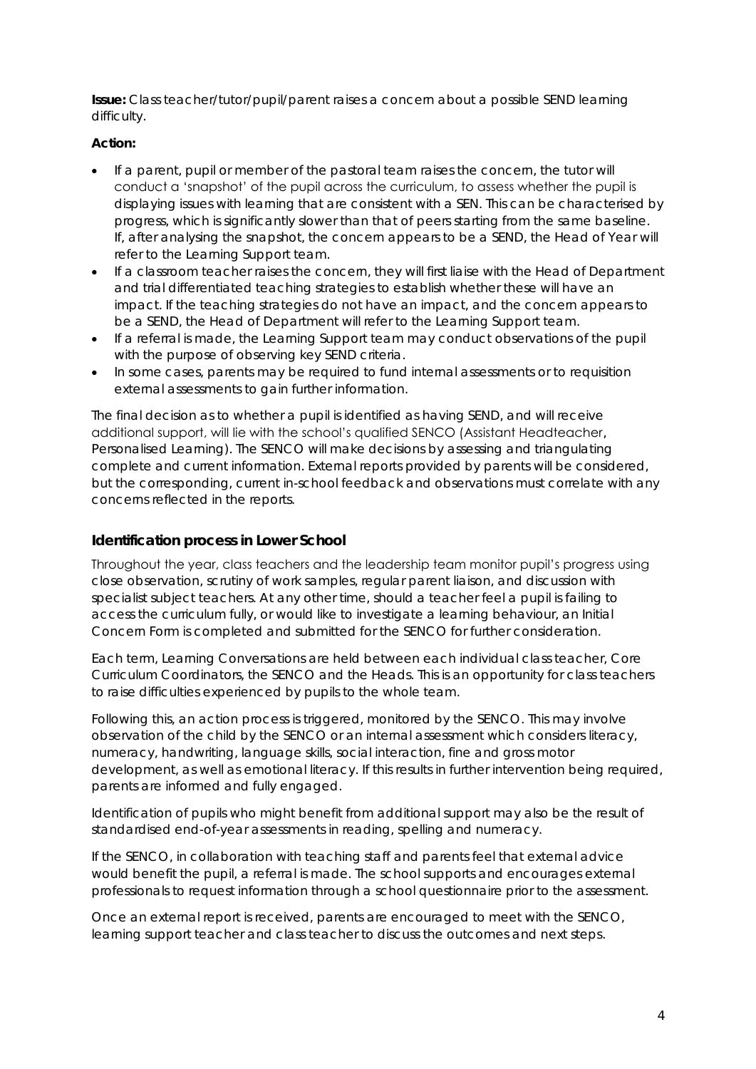**Issue:** Class teacher/tutor/pupil/parent raises a concern about a possible SEND learning difficulty.

**Action:**

- If a parent, pupil or member of the pastoral team raises the concern, the tutor will conduct a 'snapshot' of the pupil across the curriculum, to assess whether the pupil is displaying issues with learning that are consistent with a SEN. This can be characterised by progress, which is significantly slower than that of peers starting from the same baseline. If, after analysing the snapshot, the concern appears to be a SEND, the Head of Year will refer to the Learning Support team.
- If a classroom teacher raises the concern, they will first liaise with the Head of Department and trial differentiated teaching strategies to establish whether these will have an impact. If the teaching strategies do not have an impact, and the concern appears to be a SEND, the Head of Department will refer to the Learning Support team.
- If a referral is made, the Learning Support team may conduct observations of the pupil with the purpose of observing key SEND criteria.
- In some cases, parents may be required to fund internal assessments or to requisition external assessments to gain further information.

The final decision as to whether a pupil is identified as having SEND, and will receive additional support, will lie with the school's qualified SENCO (Assistant Headteacher, Personalised Learning). The SENCO will make decisions by assessing and triangulating complete and current information. External reports provided by parents will be considered, but the corresponding, current in-school feedback and observations must correlate with any concerns reflected in the reports.

## Identification process in Lower School

Throughout the year, class teachers and the leadership team monitor pupil's progress using close observation, scrutiny of work samples, regular parent liaison, and discussion with specialist subject teachers. At any other time, should a teacher feel a pupil is failing to access the curriculum fully, or would like to investigate a learning behaviour, an Initial Concern Form is completed and submitted for the SENCO for further consideration.

Each term, Learning Conversations are held between each individual class teacher, Core Curriculum Coordinators, the SENCO and the Heads. This is an opportunity for class teachers to raise difficulties experienced by pupils to the whole team.

Following this, an action process is triggered, monitored by the SENCO. This may involve observation of the child by the SENCO or an internal assessment which considers literacy, numeracy, handwriting, language skills, social interaction, fine and gross motor development, as well as emotional literacy. If this results in further intervention being required, parents are informed and fully engaged.

Identification of pupils who might benefit from additional support may also be the result of standardised end-of-year assessments in reading, spelling and numeracy.

If the SENCO, in collaboration with teaching staff and parents feel that external advice would benefit the pupil, a referral is made. The school supports and encourages external professionals to request information through a school questionnaire prior to the assessment.

Once an external report is received, parents are encouraged to meet with the SENCO, learning support teacher and class teacher to discuss the outcomes and next steps.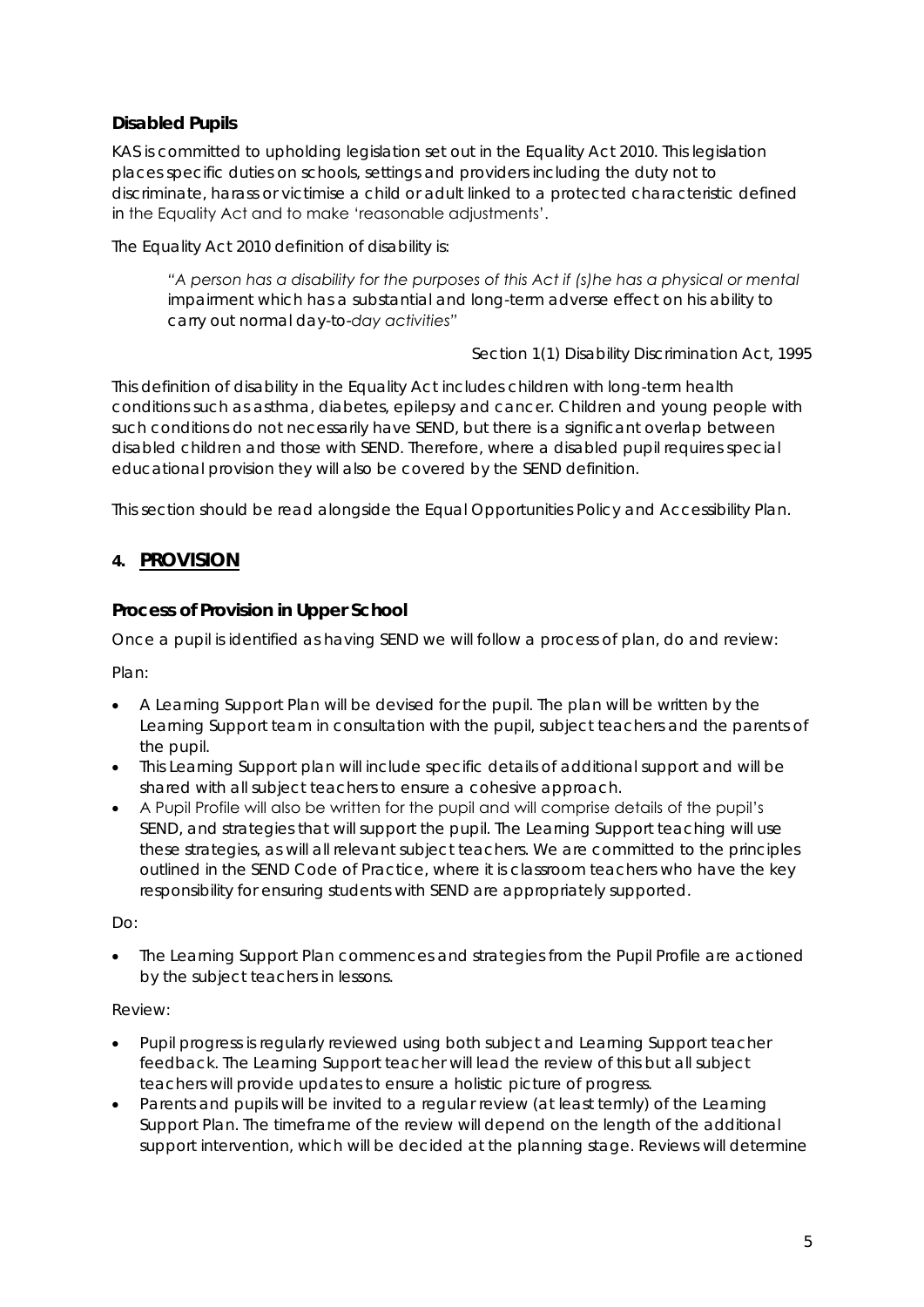### Disabled Pupils

KAS is committed to upholding legislation set out in the Equality Act 2010. This legislation places specific duties on schools, settings and providers including the duty not to discriminate, harass or victimise a child or adult linked to a protected characteristic defined in the Equality Act and to make 'reasonable adjustments'.

The Equality Act 2010 definition of disability is:

> *"A person has a disability for the purposes of this Act if (s)he has a physical or mental* impairment which has a substantial and long-term adverse effect on his ability to carry out normal day-to-*day activities"*
>
> Section 1(1) Disability Discrimination Act, 1995

This definition of disability in the Equality Act includes children with long-term health conditions such as asthma, diabetes, epilepsy and cancer. Children and young people with such conditions do not necessarily have SEND, but there is a significant overlap between disabled children and those with SEND. Therefore, where a disabled pupil requires special educational provision they will also be covered by the SEND definition.

This section should be read alongside the Equal Opportunities Policy and Accessibility Plan.

## 4. PROVISION

### Process of Provision in Upper School

Once a pupil is identified as having SEND we will follow a process of plan, do and review:

Plan:

- A Learning Support Plan will be devised for the pupil. The plan will be written by the Learning Support team in consultation with the pupil, subject teachers and the parents of the pupil.
- This Learning Support plan will include specific details of additional support and will be shared with all subject teachers to ensure a cohesive approach.
- A Pupil Profile will also be written for the pupil and will comprise details of the pupil's SEND, and strategies that will support the pupil. The Learning Support teaching will use these strategies, as will all relevant subject teachers. We are committed to the principles outlined in the SEND Code of Practice, where it is classroom teachers who have the key responsibility for ensuring students with SEND are appropriately supported.

Do:

- The Learning Support Plan commences and strategies from the Pupil Profile are actioned by the subject teachers in lessons.

Review:

- Pupil progress is regularly reviewed using both subject and Learning Support teacher feedback. The Learning Support teacher will lead the review of this but all subject teachers will provide updates to ensure a holistic picture of progress.
- Parents and pupils will be invited to a regular review (at least termly) of the Learning Support Plan. The timeframe of the review will depend on the length of the additional support intervention, which will be decided at the planning stage. Reviews will determine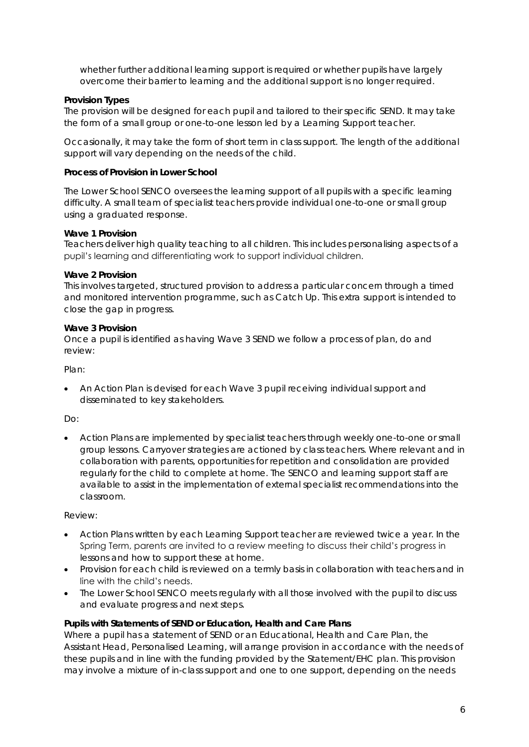whether further additional learning support is required or whether pupils have largely overcome their barrier to learning and the additional support is no longer required.

**Provision Types**

The provision will be designed for each pupil and tailored to their specific SEND. It may take the form of a small group or one-to-one lesson led by a Learning Support teacher.

Occasionally, it may take the form of short term in class support. The length of the additional support will vary depending on the needs of the child.

**Process of Provision in Lower School**

The Lower School SENCO oversees the learning support of all pupils with a specific learning difficulty. A small team of specialist teachers provide individual one-to-one or small group using a graduated response.

**Wave 1 Provision**

Teachers deliver high quality teaching to all children. This includes personalising aspects of a pupil's learning and differentiating work to support individual children.

**Wave 2 Provision**

This involves targeted, structured provision to address a particular concern through a timed and monitored intervention programme, such as Catch Up. This extra support is intended to close the gap in progress.

**Wave 3 Provision**

Once a pupil is identified as having Wave 3 SEND we follow a process of plan, do and review:

Plan:

- An Action Plan is devised for each Wave 3 pupil receiving individual support and disseminated to key stakeholders.

Do:

- Action Plans are implemented by specialist teachers through weekly one-to-one or small group lessons. Carryover strategies are actioned by class teachers. Where relevant and in collaboration with parents, opportunities for repetition and consolidation are provided regularly for the child to complete at home. The SENCO and learning support staff are available to assist in the implementation of external specialist recommendations into the classroom.

Review:

- Action Plans written by each Learning Support teacher are reviewed twice a year. In the Spring Term, parents are invited to a review meeting to discuss their child's progress in lessons and how to support these at home.
- Provision for each child is reviewed on a termly basis in collaboration with teachers and in line with the child's needs.
- The Lower School SENCO meets regularly with all those involved with the pupil to discuss and evaluate progress and next steps.

**Pupils with Statements of SEND or Education, Health and Care Plans**

Where a pupil has a statement of SEND or an Educational, Health and Care Plan, the Assistant Head, Personalised Learning, will arrange provision in accordance with the needs of these pupils and in line with the funding provided by the Statement/EHC plan. This provision may involve a mixture of in-class support and one to one support, depending on the needs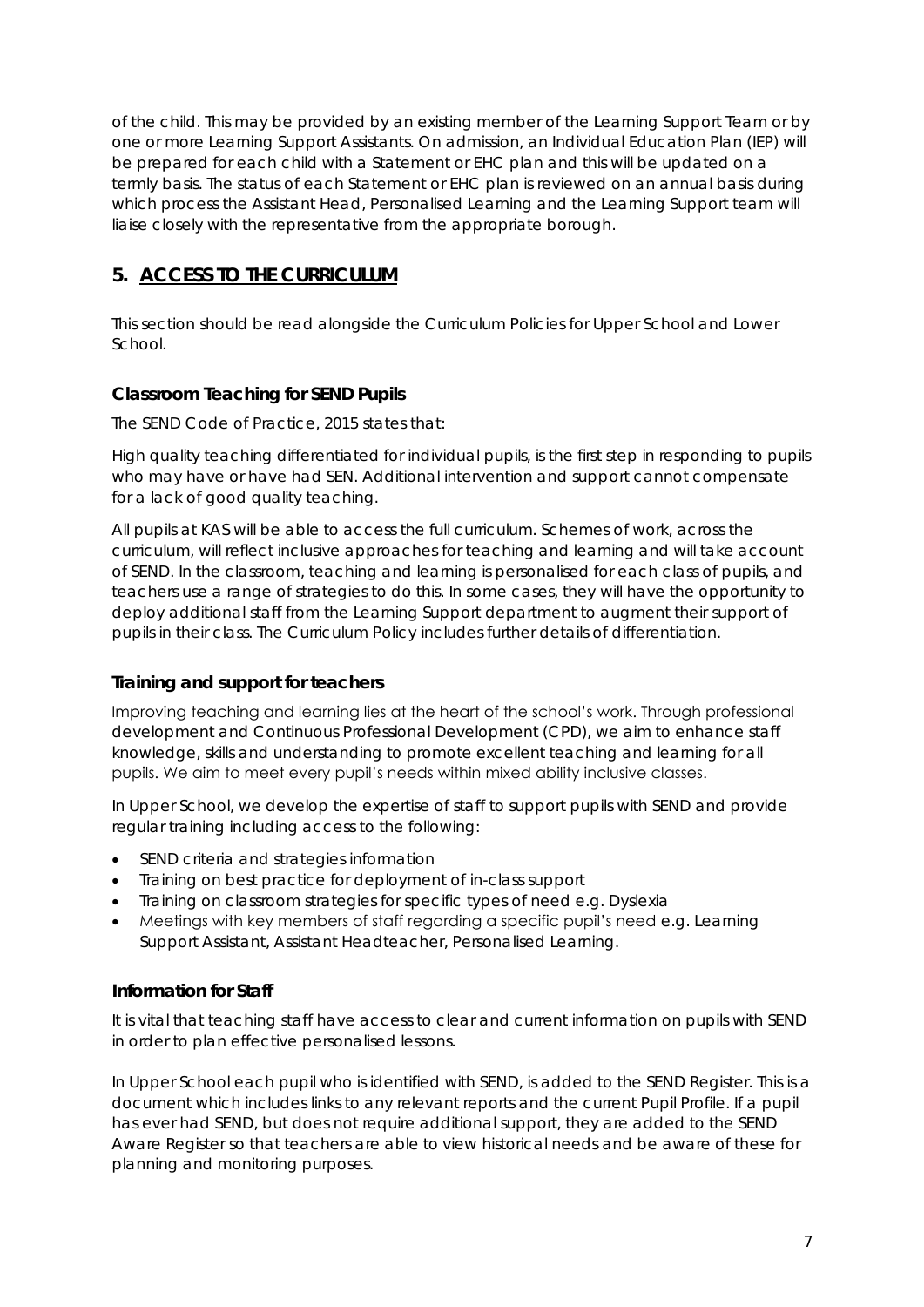of the child. This may be provided by an existing member of the Learning Support Team or by one or more Learning Support Assistants. On admission, an Individual Education Plan (IEP) will be prepared for each child with a Statement or EHC plan and this will be updated on a termly basis. The status of each Statement or EHC plan is reviewed on an annual basis during which process the Assistant Head, Personalised Learning and the Learning Support team will liaise closely with the representative from the appropriate borough.

## 5. ACCESS TO THE CURRICULUM

This section should be read alongside the Curriculum Policies for Upper School and Lower School.

### Classroom Teaching for SEND Pupils

The SEND Code of Practice, 2015 states that:

High quality teaching differentiated for individual pupils, is the first step in responding to pupils who may have or have had SEN. Additional intervention and support cannot compensate for a lack of good quality teaching.

All pupils at KAS will be able to access the full curriculum. Schemes of work, across the curriculum, will reflect inclusive approaches for teaching and learning and will take account of SEND. In the classroom, teaching and learning is personalised for each class of pupils, and teachers use a range of strategies to do this. In some cases, they will have the opportunity to deploy additional staff from the Learning Support department to augment their support of pupils in their class. The Curriculum Policy includes further details of differentiation.

### Training and support for teachers

Improving teaching and learning lies at the heart of the school's work. Through professional development and Continuous Professional Development (CPD), we aim to enhance staff knowledge, skills and understanding to promote excellent teaching and learning for all pupils. We aim to meet every pupil's needs within mixed ability inclusive classes.

In Upper School, we develop the expertise of staff to support pupils with SEND and provide regular training including access to the following:

- SEND criteria and strategies information
- Training on best practice for deployment of in-class support
- Training on classroom strategies for specific types of need e.g. Dyslexia
- Meetings with key members of staff regarding a specific pupil's need e.g. Learning Support Assistant, Assistant Headteacher, Personalised Learning.

### Information for Staff

It is vital that teaching staff have access to clear and current information on pupils with SEND in order to plan effective personalised lessons.

In Upper School each pupil who is identified with SEND, is added to the SEND Register. This is a document which includes links to any relevant reports and the current Pupil Profile. If a pupil has ever had SEND, but does not require additional support, they are added to the SEND Aware Register so that teachers are able to view historical needs and be aware of these for planning and monitoring purposes.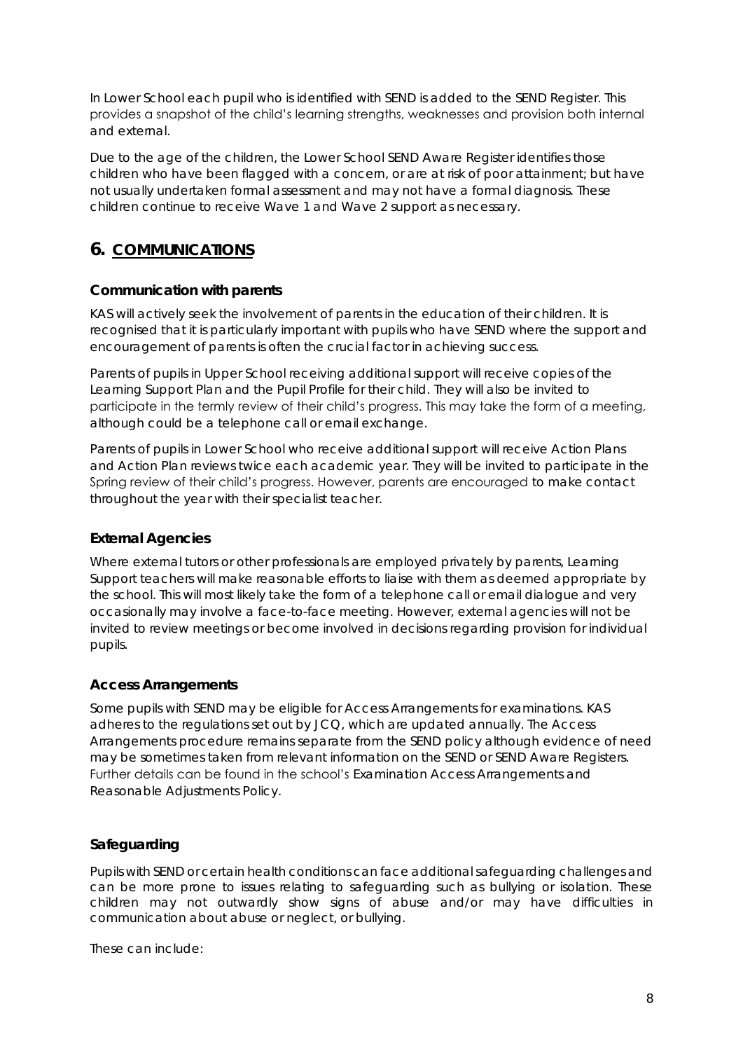In Lower School each pupil who is identified with SEND is added to the SEND Register. This provides a snapshot of the child's learning strengths, weaknesses and provision both internal and external.

Due to the age of the children, the Lower School SEND Aware Register identifies those children who have been flagged with a concern, or are at risk of poor attainment; but have not usually undertaken formal assessment and may not have a formal diagnosis. These children continue to receive Wave 1 and Wave 2 support as necessary.

## 6. COMMUNICATIONS

### Communication with parents

KAS will actively seek the involvement of parents in the education of their children. It is recognised that it is particularly important with pupils who have SEND where the support and encouragement of parents is often the crucial factor in achieving success.

Parents of pupils in Upper School receiving additional support will receive copies of the Learning Support Plan and the Pupil Profile for their child. They will also be invited to participate in the termly review of their child's progress. This may take the form of a meeting, although could be a telephone call or email exchange.

Parents of pupils in Lower School who receive additional support will receive Action Plans and Action Plan reviews twice each academic year. They will be invited to participate in the Spring review of their child's progress. However, parents are encouraged to make contact throughout the year with their specialist teacher.

### External Agencies

Where external tutors or other professionals are employed privately by parents, Learning Support teachers will make reasonable efforts to liaise with them as deemed appropriate by the school. This will most likely take the form of a telephone call or email dialogue and very occasionally may involve a face-to-face meeting. However, external agencies will not be invited to review meetings or become involved in decisions regarding provision for individual pupils.

### Access Arrangements

Some pupils with SEND may be eligible for Access Arrangements for examinations. KAS adheres to the regulations set out by JCQ, which are updated annually. The Access Arrangements procedure remains separate from the SEND policy although evidence of need may be sometimes taken from relevant information on the SEND or SEND Aware Registers. Further details can be found in the school's Examination Access Arrangements and Reasonable Adjustments Policy.

### Safeguarding

Pupils with SEND or certain health conditions can face additional safeguarding challenges and can be more prone to issues relating to safeguarding such as bullying or isolation. These children may not outwardly show signs of abuse and/or may have difficulties in communication about abuse or neglect, or bullying.

These can include: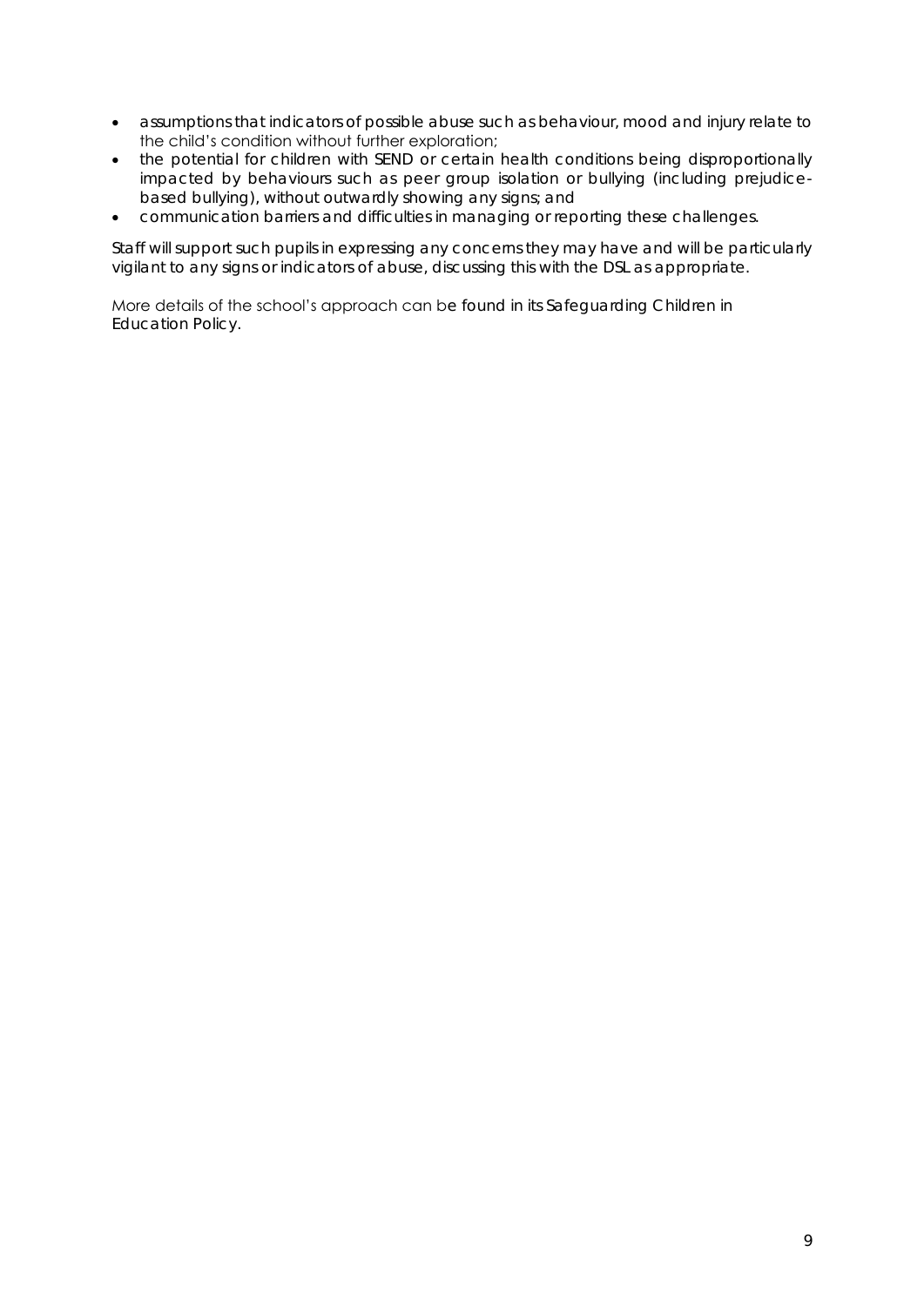- assumptions that indicators of possible abuse such as behaviour, mood and injury relate to the child's condition without further exploration;
- the potential for children with SEND or certain health conditions being disproportionally impacted by behaviours such as peer group isolation or bullying (including prejudice-based bullying), without outwardly showing any signs; and
- communication barriers and difficulties in managing or reporting these challenges.

Staff will support such pupils in expressing any concerns they may have and will be particularly vigilant to any signs or indicators of abuse, discussing this with the DSL as appropriate.

More details of the school's approach can be found in its Safeguarding Children in Education Policy.